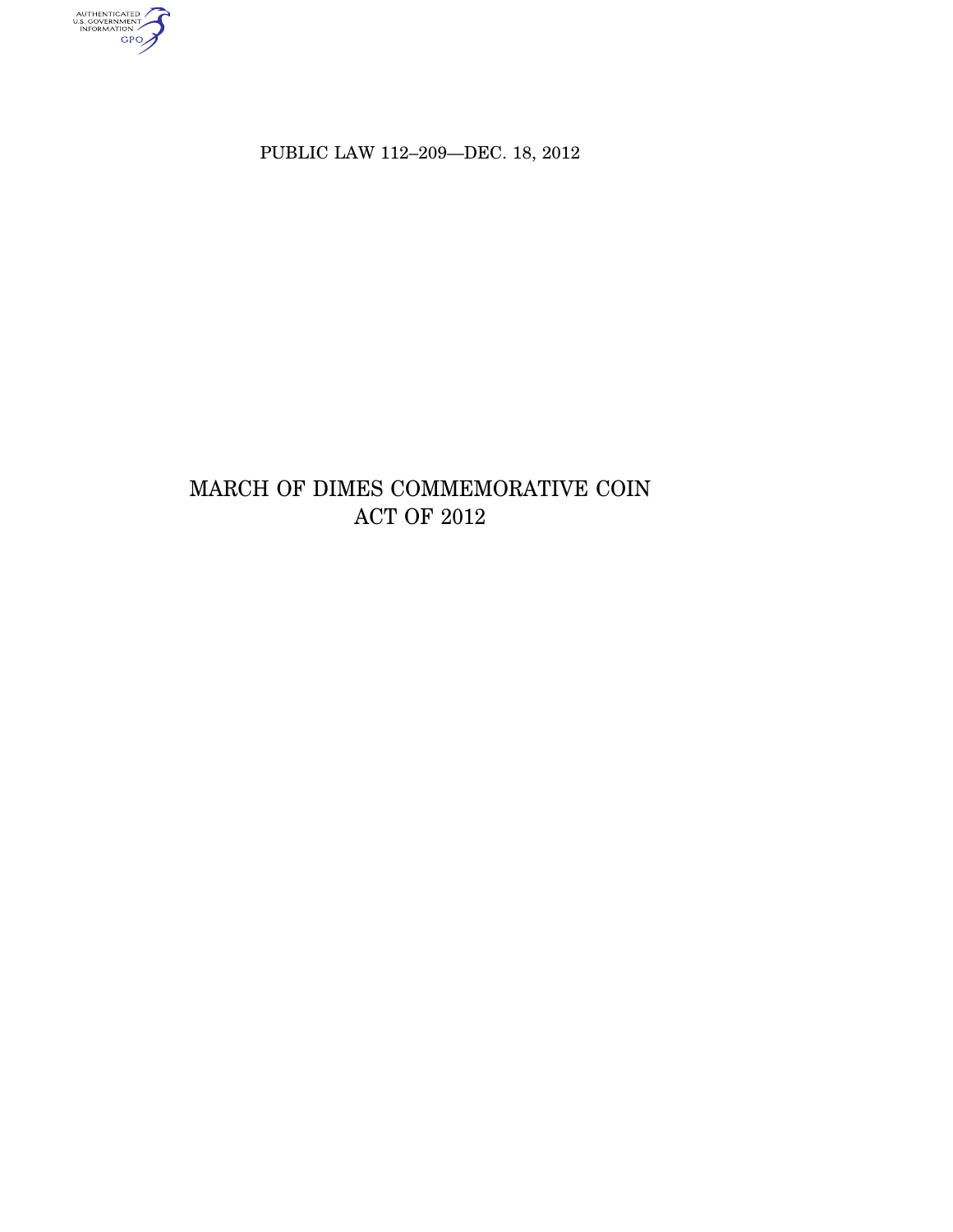PUBLIC LAW 112–209—DEC. 18, 2012

# MARCH OF DIMES COMMEMORATIVE COIN ACT OF 2012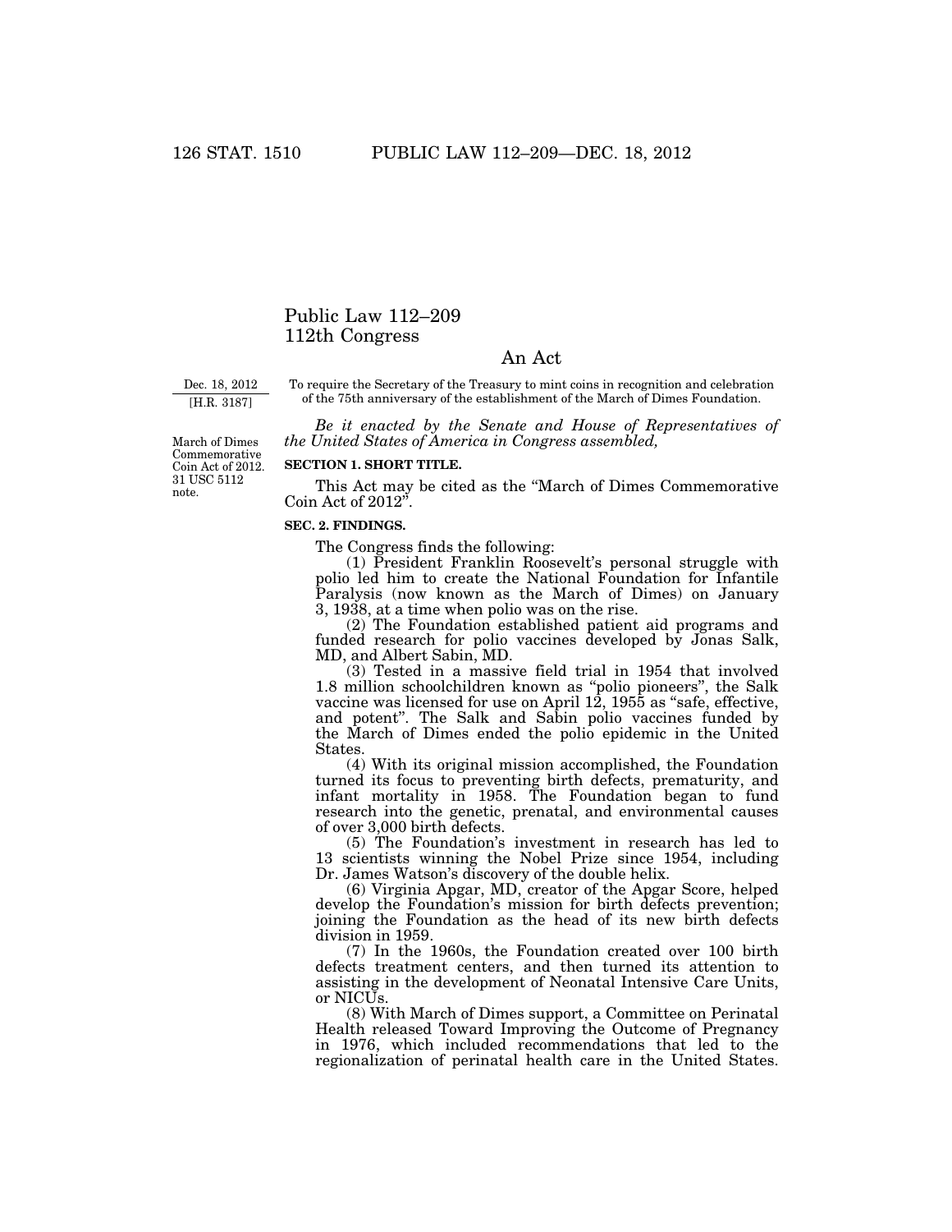# Public Law 112–209
# 112th Congress

## An Act

Dec. 18, 2012
[H.R. 3187]

To require the Secretary of the Treasury to mint coins in recognition and celebration of the 75th anniversary of the establishment of the March of Dimes Foundation.

March of Dimes Commemorative Coin Act of 2012.
31 USC 5112 note.

*Be it enacted by the Senate and House of Representatives of the United States of America in Congress assembled,*

**SECTION 1. SHORT TITLE.**

This Act may be cited as the "March of Dimes Commemorative Coin Act of 2012".

**SEC. 2. FINDINGS.**

The Congress finds the following:

(1) President Franklin Roosevelt's personal struggle with polio led him to create the National Foundation for Infantile Paralysis (now known as the March of Dimes) on January 3, 1938, at a time when polio was on the rise.

(2) The Foundation established patient aid programs and funded research for polio vaccines developed by Jonas Salk, MD, and Albert Sabin, MD.

(3) Tested in a massive field trial in 1954 that involved 1.8 million schoolchildren known as "polio pioneers", the Salk vaccine was licensed for use on April 12, 1955 as "safe, effective, and potent". The Salk and Sabin polio vaccines funded by the March of Dimes ended the polio epidemic in the United States.

(4) With its original mission accomplished, the Foundation turned its focus to preventing birth defects, prematurity, and infant mortality in 1958. The Foundation began to fund research into the genetic, prenatal, and environmental causes of over 3,000 birth defects.

(5) The Foundation's investment in research has led to 13 scientists winning the Nobel Prize since 1954, including Dr. James Watson's discovery of the double helix.

(6) Virginia Apgar, MD, creator of the Apgar Score, helped develop the Foundation's mission for birth defects prevention; joining the Foundation as the head of its new birth defects division in 1959.

(7) In the 1960s, the Foundation created over 100 birth defects treatment centers, and then turned its attention to assisting in the development of Neonatal Intensive Care Units, or NICUs.

(8) With March of Dimes support, a Committee on Perinatal Health released Toward Improving the Outcome of Pregnancy in 1976, which included recommendations that led to the regionalization of perinatal health care in the United States.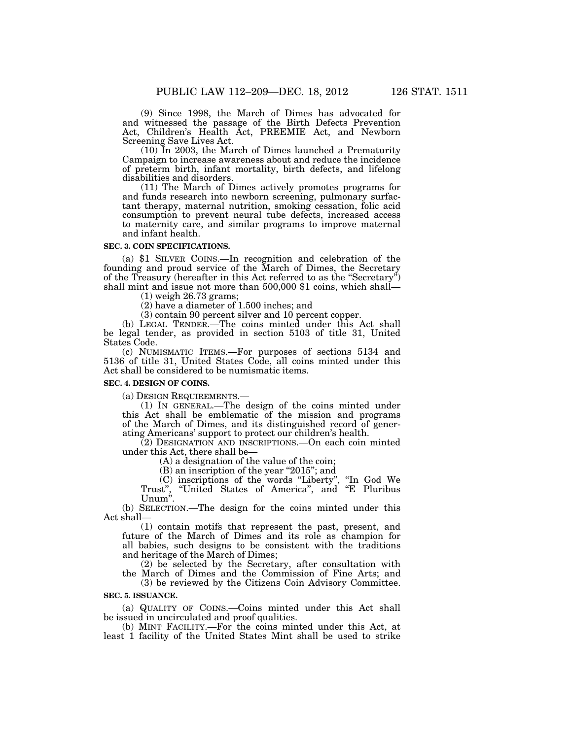(9) Since 1998, the March of Dimes has advocated for and witnessed the passage of the Birth Defects Prevention Act, Children's Health Act, PREEMIE Act, and Newborn Screening Save Lives Act.

(10) In 2003, the March of Dimes launched a Prematurity Campaign to increase awareness about and reduce the incidence of preterm birth, infant mortality, birth defects, and lifelong disabilities and disorders.

(11) The March of Dimes actively promotes programs for and funds research into newborn screening, pulmonary surfactant therapy, maternal nutrition, smoking cessation, folic acid consumption to prevent neural tube defects, increased access to maternity care, and similar programs to improve maternal and infant health.

**SEC. 3. COIN SPECIFICATIONS.**

(a) $1 SILVER COINS.—In recognition and celebration of the founding and proud service of the March of Dimes, the Secretary of the Treasury (hereafter in this Act referred to as the "Secretary") shall mint and issue not more than 500,000 $1 coins, which shall—

(1) weigh 26.73 grams;

(2) have a diameter of 1.500 inches; and

(3) contain 90 percent silver and 10 percent copper.

(b) LEGAL TENDER.—The coins minted under this Act shall be legal tender, as provided in section 5103 of title 31, United States Code.

(c) NUMISMATIC ITEMS.—For purposes of sections 5134 and 5136 of title 31, United States Code, all coins minted under this Act shall be considered to be numismatic items.

**SEC. 4. DESIGN OF COINS.**

(a) DESIGN REQUIREMENTS.—

(1) IN GENERAL.—The design of the coins minted under this Act shall be emblematic of the mission and programs of the March of Dimes, and its distinguished record of generating Americans' support to protect our children's health.

(2) DESIGNATION AND INSCRIPTIONS.—On each coin minted under this Act, there shall be—

(A) a designation of the value of the coin;

(B) an inscription of the year "2015"; and

(C) inscriptions of the words "Liberty", "In God We Trust", "United States of America", and "E Pluribus Unum".

(b) SELECTION.—The design for the coins minted under this Act shall—

(1) contain motifs that represent the past, present, and future of the March of Dimes and its role as champion for all babies, such designs to be consistent with the traditions and heritage of the March of Dimes;

(2) be selected by the Secretary, after consultation with the March of Dimes and the Commission of Fine Arts; and

(3) be reviewed by the Citizens Coin Advisory Committee.

**SEC. 5. ISSUANCE.**

(a) QUALITY OF COINS.—Coins minted under this Act shall be issued in uncirculated and proof qualities.

(b) MINT FACILITY.—For the coins minted under this Act, at least 1 facility of the United States Mint shall be used to strike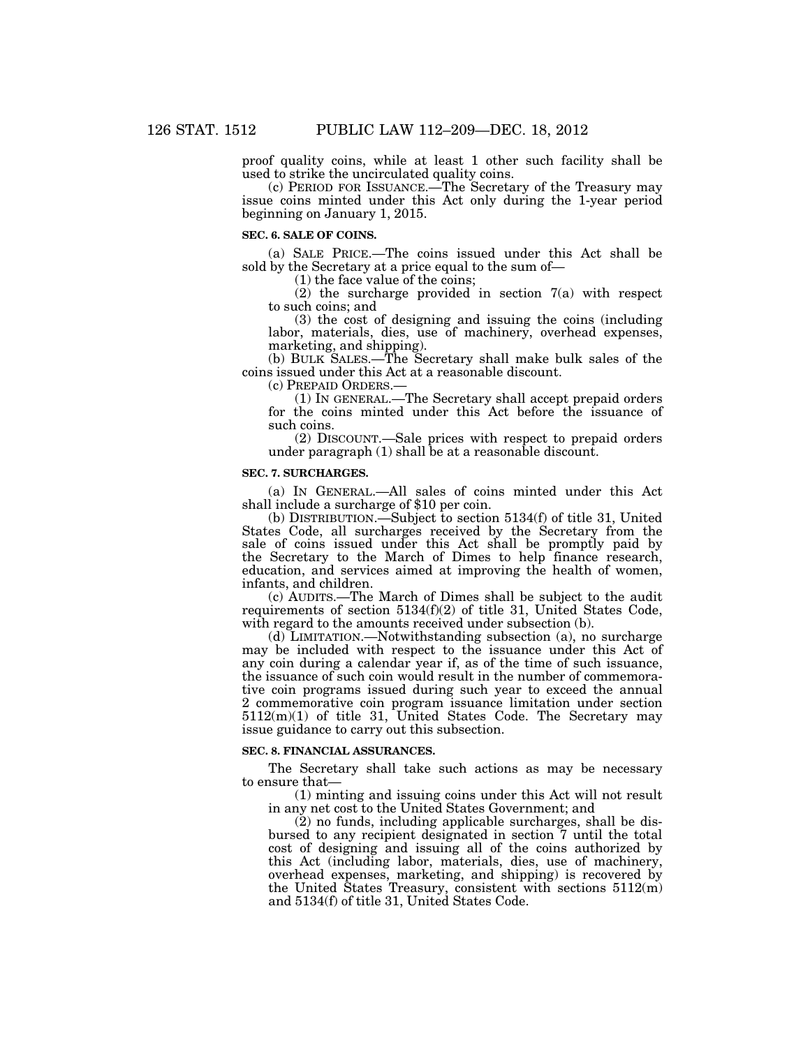proof quality coins, while at least 1 other such facility shall be used to strike the uncirculated quality coins.

(c) PERIOD FOR ISSUANCE.—The Secretary of the Treasury may issue coins minted under this Act only during the 1-year period beginning on January 1, 2015.

### SEC. 6. SALE OF COINS.

(a) SALE PRICE.—The coins issued under this Act shall be sold by the Secretary at a price equal to the sum of—

(1) the face value of the coins;

(2) the surcharge provided in section 7(a) with respect to such coins; and

(3) the cost of designing and issuing the coins (including labor, materials, dies, use of machinery, overhead expenses, marketing, and shipping).

(b) BULK SALES.—The Secretary shall make bulk sales of the coins issued under this Act at a reasonable discount.

(c) PREPAID ORDERS.—

(1) IN GENERAL.—The Secretary shall accept prepaid orders for the coins minted under this Act before the issuance of such coins.

(2) DISCOUNT.—Sale prices with respect to prepaid orders under paragraph (1) shall be at a reasonable discount.

### SEC. 7. SURCHARGES.

(a) IN GENERAL.—All sales of coins minted under this Act shall include a surcharge of $10 per coin.

(b) DISTRIBUTION.—Subject to section 5134(f) of title 31, United States Code, all surcharges received by the Secretary from the sale of coins issued under this Act shall be promptly paid by the Secretary to the March of Dimes to help finance research, education, and services aimed at improving the health of women, infants, and children.

(c) AUDITS.—The March of Dimes shall be subject to the audit requirements of section 5134(f)(2) of title 31, United States Code, with regard to the amounts received under subsection (b).

(d) LIMITATION.—Notwithstanding subsection (a), no surcharge may be included with respect to the issuance under this Act of any coin during a calendar year if, as of the time of such issuance, the issuance of such coin would result in the number of commemorative coin programs issued during such year to exceed the annual 2 commemorative coin program issuance limitation under section 5112(m)(1) of title 31, United States Code. The Secretary may issue guidance to carry out this subsection.

### SEC. 8. FINANCIAL ASSURANCES.

The Secretary shall take such actions as may be necessary to ensure that—

(1) minting and issuing coins under this Act will not result in any net cost to the United States Government; and

(2) no funds, including applicable surcharges, shall be disbursed to any recipient designated in section 7 until the total cost of designing and issuing all of the coins authorized by this Act (including labor, materials, dies, use of machinery, overhead expenses, marketing, and shipping) is recovered by the United States Treasury, consistent with sections 5112(m) and 5134(f) of title 31, United States Code.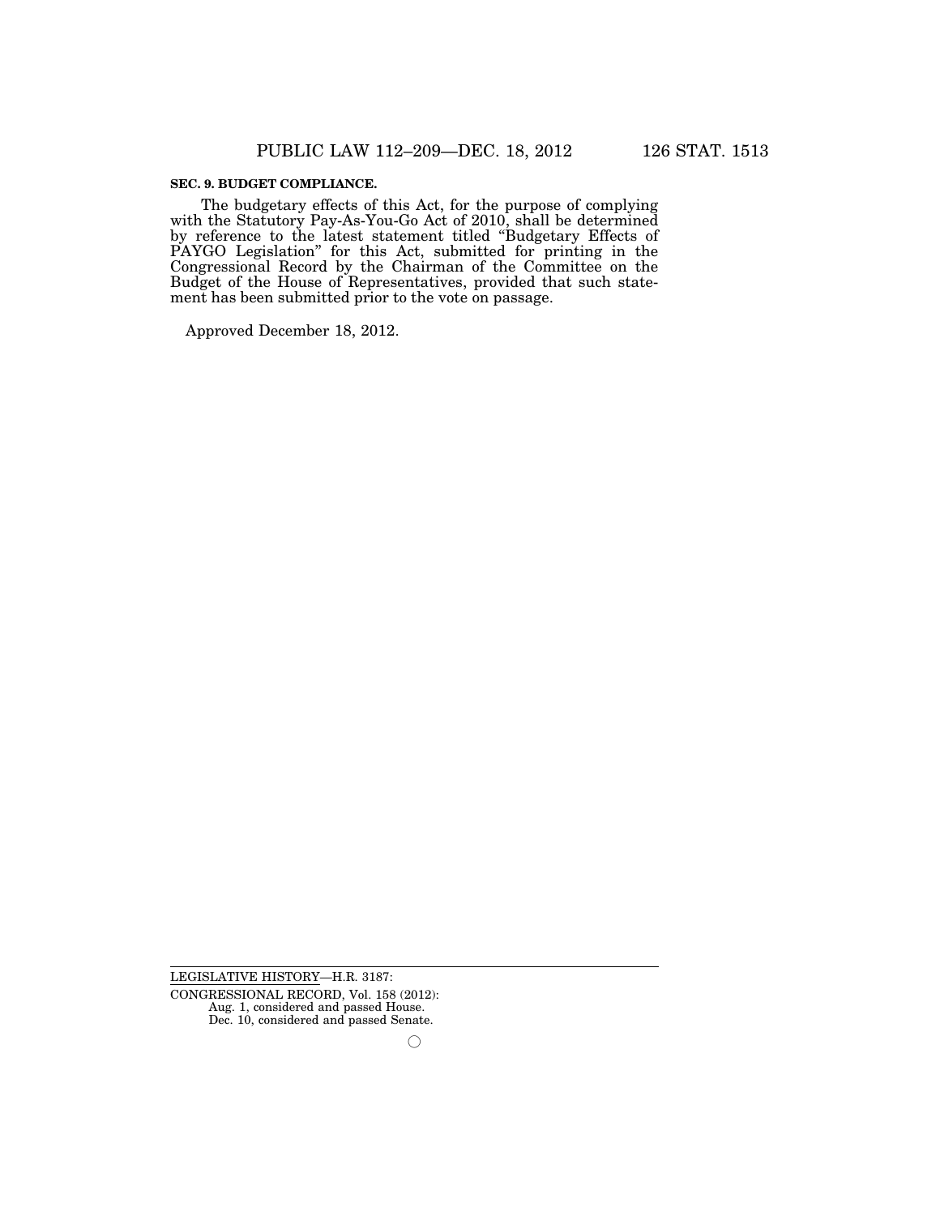**SEC. 9. BUDGET COMPLIANCE.**

The budgetary effects of this Act, for the purpose of complying with the Statutory Pay-As-You-Go Act of 2010, shall be determined by reference to the latest statement titled "Budgetary Effects of PAYGO Legislation" for this Act, submitted for printing in the Congressional Record by the Chairman of the Committee on the Budget of the House of Representatives, provided that such statement has been submitted prior to the vote on passage.

Approved December 18, 2012.

---

LEGISLATIVE HISTORY—H.R. 3187:

CONGRESSIONAL RECORD, Vol. 158 (2012):

Aug. 1, considered and passed House.

Dec. 10, considered and passed Senate.